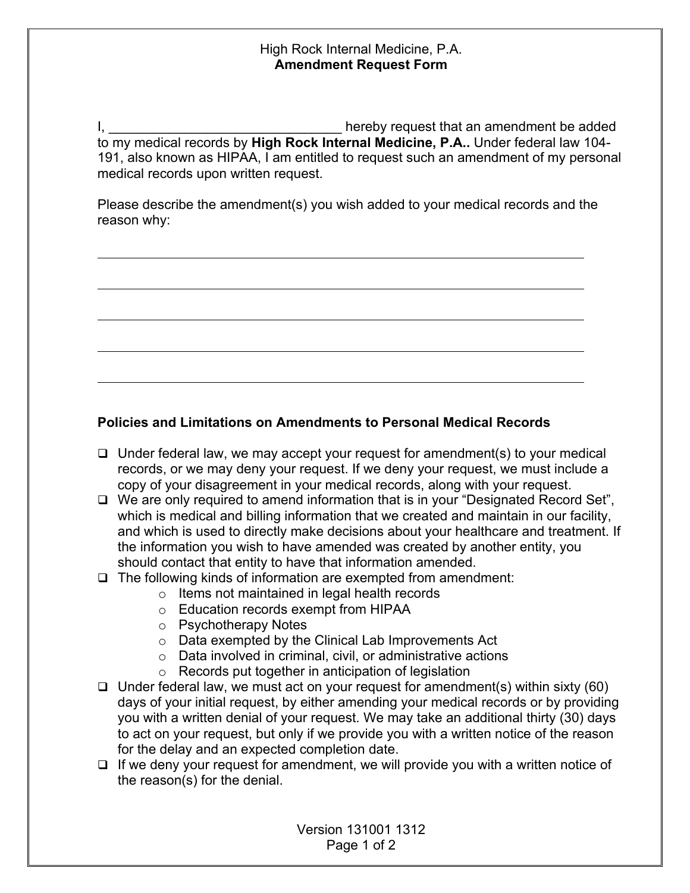High Rock Internal Medicine, P.A.
**Amendment Request Form**

I, ______________________________ hereby request that an amendment be added to my medical records by **High Rock Internal Medicine, P.A..** Under federal law 104-191, also known as HIPAA, I am entitled to request such an amendment of my personal medical records upon written request.

Please describe the amendment(s) you wish added to your medical records and the reason why:

______________________________________________________________________

______________________________________________________________________

______________________________________________________________________

______________________________________________________________________

______________________________________________________________________

**Policies and Limitations on Amendments to Personal Medical Records**

- ❑ Under federal law, we may accept your request for amendment(s) to your medical records, or we may deny your request. If we deny your request, we must include a copy of your disagreement in your medical records, along with your request.
- ❑ We are only required to amend information that is in your "Designated Record Set", which is medical and billing information that we created and maintain in our facility, and which is used to directly make decisions about your healthcare and treatment. If the information you wish to have amended was created by another entity, you should contact that entity to have that information amended.
- ❑ The following kinds of information are exempted from amendment:
  - Items not maintained in legal health records
  - Education records exempt from HIPAA
  - Psychotherapy Notes
  - Data exempted by the Clinical Lab Improvements Act
  - Data involved in criminal, civil, or administrative actions
  - Records put together in anticipation of legislation
- ❑ Under federal law, we must act on your request for amendment(s) within sixty (60) days of your initial request, by either amending your medical records or by providing you with a written denial of your request. We may take an additional thirty (30) days to act on your request, but only if we provide you with a written notice of the reason for the delay and an expected completion date.
- ❑ If we deny your request for amendment, we will provide you with a written notice of the reason(s) for the denial.

Version 131001 1312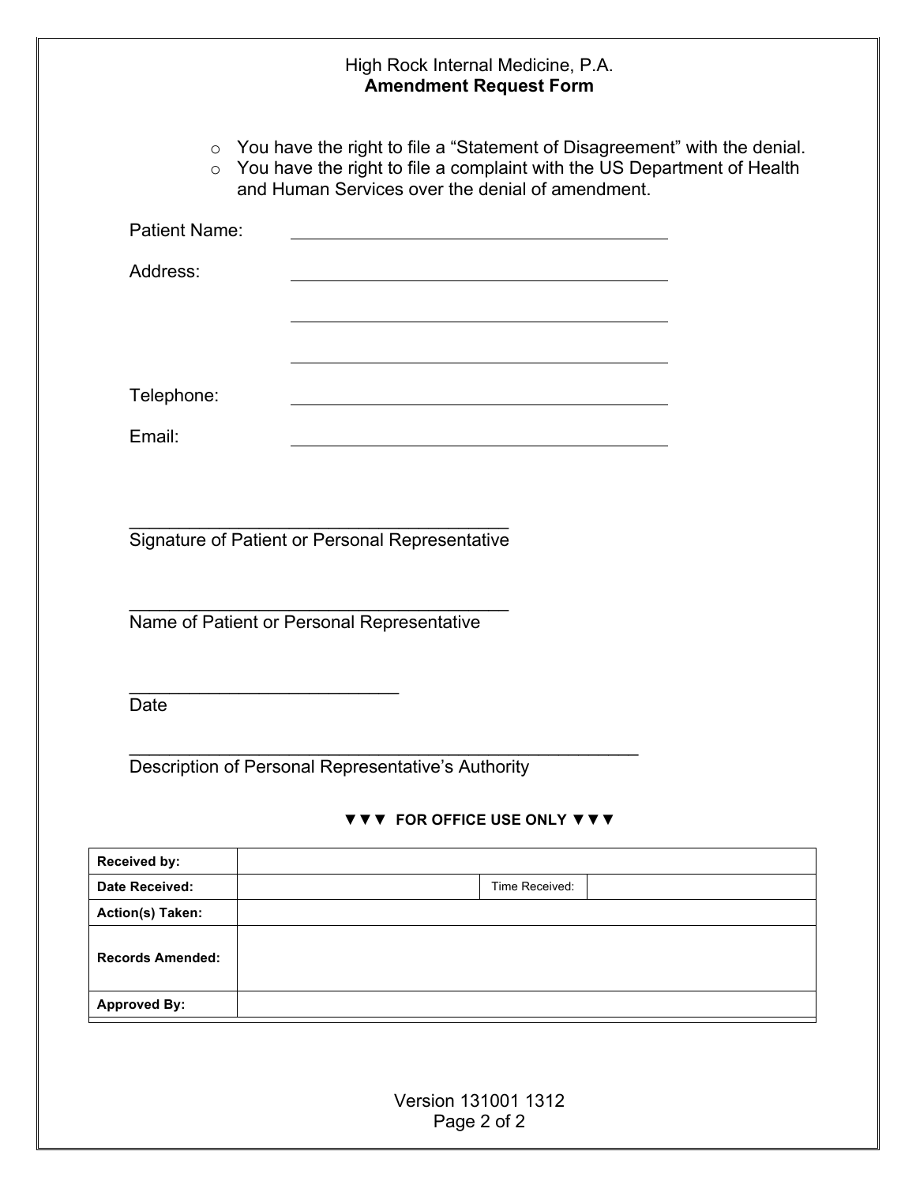High Rock Internal Medicine, P.A.
**Amendment Request Form**

- You have the right to file a "Statement of Disagreement" with the denial.
- You have the right to file a complaint with the US Department of Health and Human Services over the denial of amendment.

Patient Name: ________________________________________

Address: ________________________________________

________________________________________

________________________________________

Telephone: ________________________________________

Email: ________________________________________

________________________________________
Signature of Patient or Personal Representative

________________________________________
Name of Patient or Personal Representative

____________________________
Date

______________________________________________________
Description of Personal Representative's Authority

**▼▼▼ FOR OFFICE USE ONLY ▼▼▼**

| | | | |
|---|---|---|---|
| **Received by:** | | | |
| **Date Received:** | | Time Received: | |
| **Action(s) Taken:** | | | |
| **Records Amended:** | | | |
| **Approved By:** | | | |

Version 131001 1312